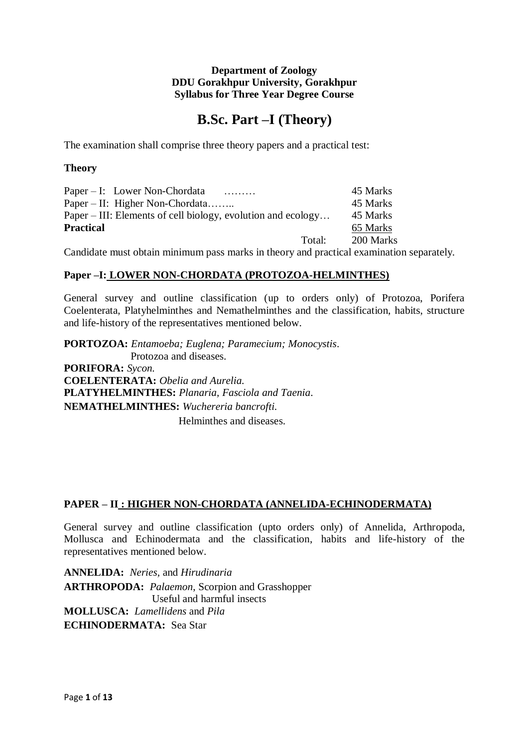**Department of Zoology**
**DDU Gorakhpur University, Gorakhpur**
**Syllabus for Three Year Degree Course**

# B.Sc. Part –I (Theory)

The examination shall comprise three theory papers and a practical test:

**Theory**

| | |
|---|---|
| Paper – I: Lower Non-Chordata ……… | 45 Marks |
| Paper – II: Higher Non-Chordata…….. | 45 Marks |
| Paper – III: Elements of cell biology, evolution and ecology… | 45 Marks |
| **Practical** | 65 Marks |
| Total: | 200 Marks |

Candidate must obtain minimum pass marks in theory and practical examination separately.

## Paper –I: LOWER NON-CHORDATA (PROTOZOA-HELMINTHES)

General survey and outline classification (up to orders only) of Protozoa, Porifera Coelenterata, Platyhelminthes and Nemathelminthes and the classification, habits, structure and life-history of the representatives mentioned below.

**PORTOZOA:** *Entamoeba; Euglena; Paramecium; Monocystis*.
Protozoa and diseases.
**PORIFORA:** *Sycon.*
**COELENTERATA:** *Obelia and Aurelia.*
**PLATYHELMINTHES:** *Planaria, Fasciola and Taenia*.
**NEMATHELMINTHES:** *Wuchereria bancrofti.*
Helminthes and diseases.

## PAPER – II : HIGHER NON-CHORDATA (ANNELIDA-ECHINODERMATA)

General survey and outline classification (upto orders only) of Annelida, Arthropoda, Mollusca and Echinodermata and the classification, habits and life-history of the representatives mentioned below.

**ANNELIDA:** *Neries,* and *Hirudinaria*
**ARTHROPODA:** *Palaemon*, Scorpion and Grasshopper
Useful and harmful insects
**MOLLUSCA:** *Lamellidens* and *Pila*
**ECHINODERMATA:** Sea Star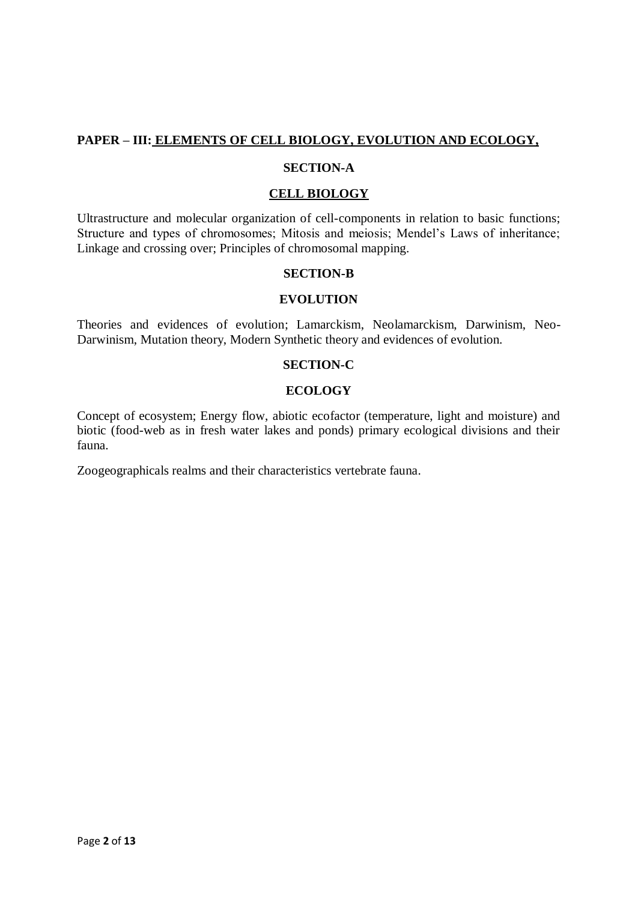## PAPER – III: ELEMENTS OF CELL BIOLOGY, EVOLUTION AND ECOLOGY,

### SECTION-A

### CELL BIOLOGY

Ultrastructure and molecular organization of cell-components in relation to basic functions; Structure and types of chromosomes; Mitosis and meiosis; Mendel's Laws of inheritance; Linkage and crossing over; Principles of chromosomal mapping.

### SECTION-B

### EVOLUTION

Theories and evidences of evolution; Lamarckism, Neolamarckism, Darwinism, Neo-Darwinism, Mutation theory, Modern Synthetic theory and evidences of evolution.

### SECTION-C

### ECOLOGY

Concept of ecosystem; Energy flow, abiotic ecofactor (temperature, light and moisture) and biotic (food-web as in fresh water lakes and ponds) primary ecological divisions and their fauna.

Zoogeographicals realms and their characteristics vertebrate fauna.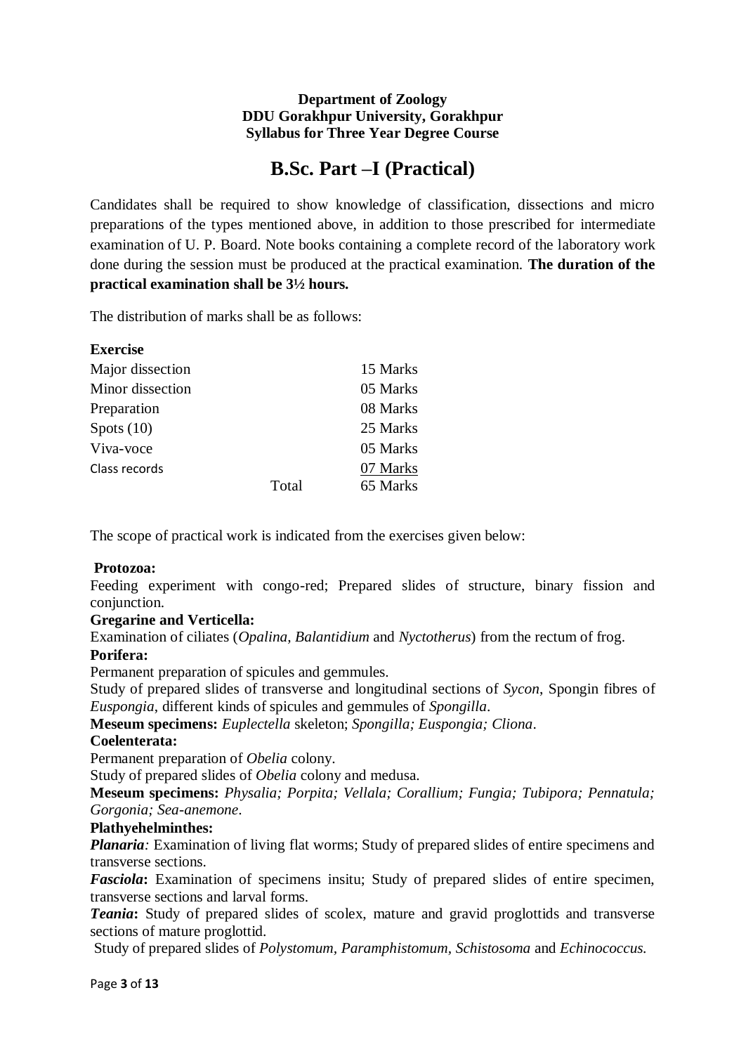**Department of Zoology**
**DDU Gorakhpur University, Gorakhpur**
**Syllabus for Three Year Degree Course**

# B.Sc. Part –I (Practical)

Candidates shall be required to show knowledge of classification, dissections and micro preparations of the types mentioned above, in addition to those prescribed for intermediate examination of U. P. Board. Note books containing a complete record of the laboratory work done during the session must be produced at the practical examination. **The duration of the practical examination shall be 3½ hours.**

The distribution of marks shall be as follows:

| **Exercise** | | |
|---|---|---|
| Major dissection | | 15 Marks |
| Minor dissection | | 05 Marks |
| Preparation | | 08 Marks |
| Spots (10) | | 25 Marks |
| Viva-voce | | 05 Marks |
| Class records | | 07 Marks |
| | Total | 65 Marks |

The scope of practical work is indicated from the exercises given below:

**Protozoa:**
Feeding experiment with congo-red; Prepared slides of structure, binary fission and conjunction.

**Gregarine and Verticella:**
Examination of ciliates (*Opalina, Balantidium* and *Nyctotherus*) from the rectum of frog.

**Porifera:**
Permanent preparation of spicules and gemmules.
Study of prepared slides of transverse and longitudinal sections of *Sycon*, Spongin fibres of *Euspongia*, different kinds of spicules and gemmules of *Spongilla*.
**Meseum specimens:** *Euplectella* skeleton; *Spongilla; Euspongia; Cliona*.

**Coelenterata:**
Permanent preparation of *Obelia* colony.
Study of prepared slides of *Obelia* colony and medusa.
**Meseum specimens:** *Physalia; Porpita; Vellala; Corallium; Fungia; Tubipora; Pennatula; Gorgonia; Sea-anemone*.

**Plathyehelminthes:**
***Planaria**:* Examination of living flat worms; Study of prepared slides of entire specimens and transverse sections.
***Fasciola*:** Examination of specimens insitu; Study of prepared slides of entire specimen, transverse sections and larval forms.
***Teania*:** Study of prepared slides of scolex, mature and gravid proglottids and transverse sections of mature proglottid.
Study of prepared slides of *Polystomum, Paramphistomum, Schistosoma* and *Echinococcus.*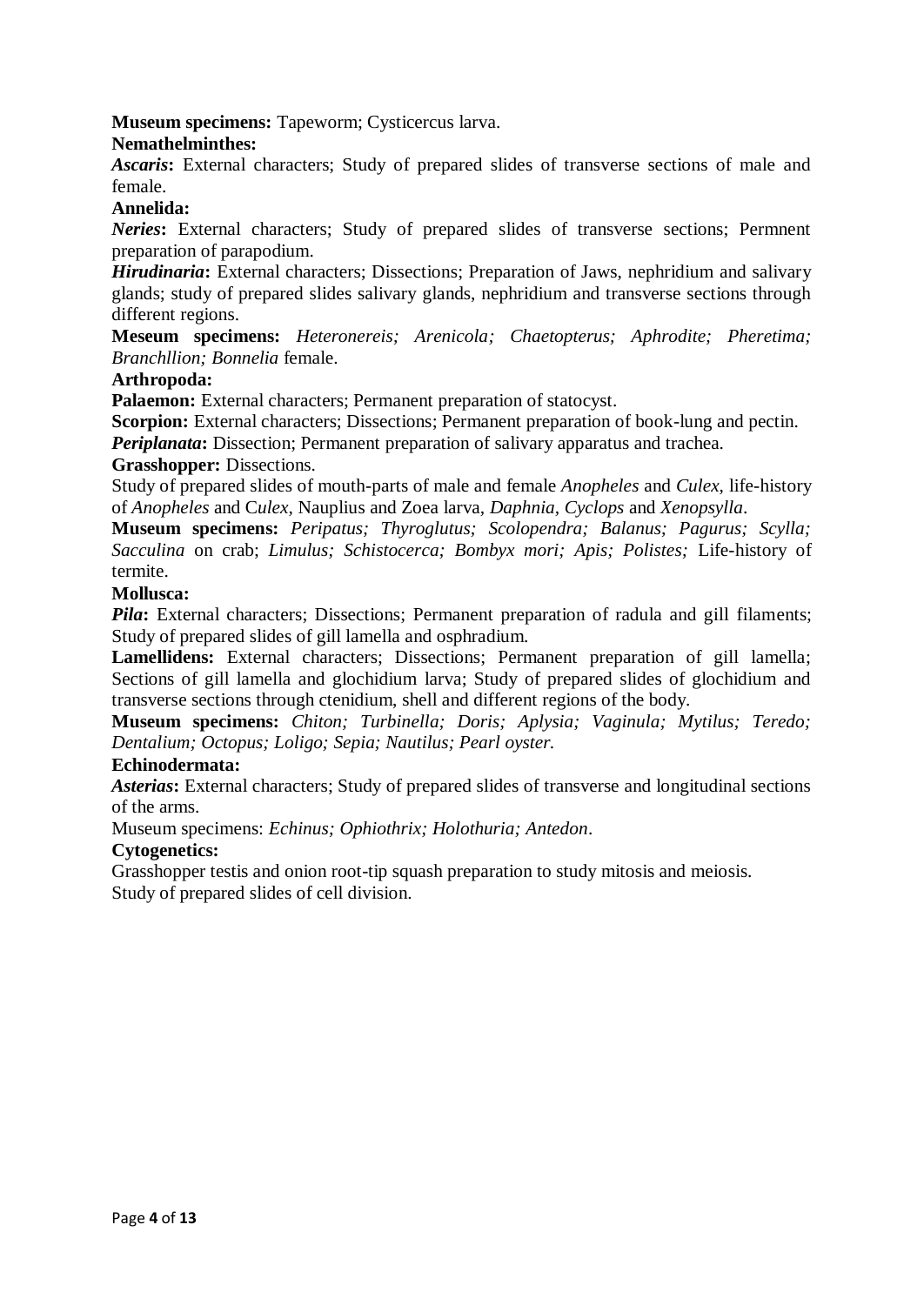**Museum specimens:** Tapeworm; Cysticercus larva.

**Nemathelminthes:**

***Ascaris*:** External characters; Study of prepared slides of transverse sections of male and female.

**Annelida:**

***Neries*:** External characters; Study of prepared slides of transverse sections; Permnent preparation of parapodium.

***Hirudinaria*:** External characters; Dissections; Preparation of Jaws, nephridium and salivary glands; study of prepared slides salivary glands, nephridium and transverse sections through different regions.

**Meseum specimens:** *Heteronereis; Arenicola; Chaetopterus; Aphrodite; Pheretima; Branchllion; Bonnelia* female.

**Arthropoda:**

**Palaemon:** External characters; Permanent preparation of statocyst.

**Scorpion:** External characters; Dissections; Permanent preparation of book-lung and pectin.

***Periplanata*:** Dissection; Permanent preparation of salivary apparatus and trachea.

**Grasshopper:** Dissections.

Study of prepared slides of mouth-parts of male and female *Anopheles* and *Culex*, life-history of *Anopheles* and C*ulex,* Nauplius and Zoea larva, *Daphnia, Cyclops* and *Xenopsylla*.

**Museum specimens:** *Peripatus; Thyroglutus; Scolopendra; Balanus; Pagurus; Scylla; Sacculina* on crab; *Limulus; Schistocerca; Bombyx mori; Apis; Polistes;* Life-history of termite.

**Mollusca:**

***Pila*:** External characters; Dissections; Permanent preparation of radula and gill filaments; Study of prepared slides of gill lamella and osphradium.

**Lamellidens:** External characters; Dissections; Permanent preparation of gill lamella; Sections of gill lamella and glochidium larva; Study of prepared slides of glochidium and transverse sections through ctenidium, shell and different regions of the body.

**Museum specimens:** *Chiton; Turbinella; Doris; Aplysia; Vaginula; Mytilus; Teredo; Dentalium; Octopus; Loligo; Sepia; Nautilus; Pearl oyster.*

**Echinodermata:**

***Asterias*:** External characters; Study of prepared slides of transverse and longitudinal sections of the arms.

Museum specimens: *Echinus; Ophiothrix; Holothuria; Antedon*.

**Cytogenetics:**

Grasshopper testis and onion root-tip squash preparation to study mitosis and meiosis.

Study of prepared slides of cell division.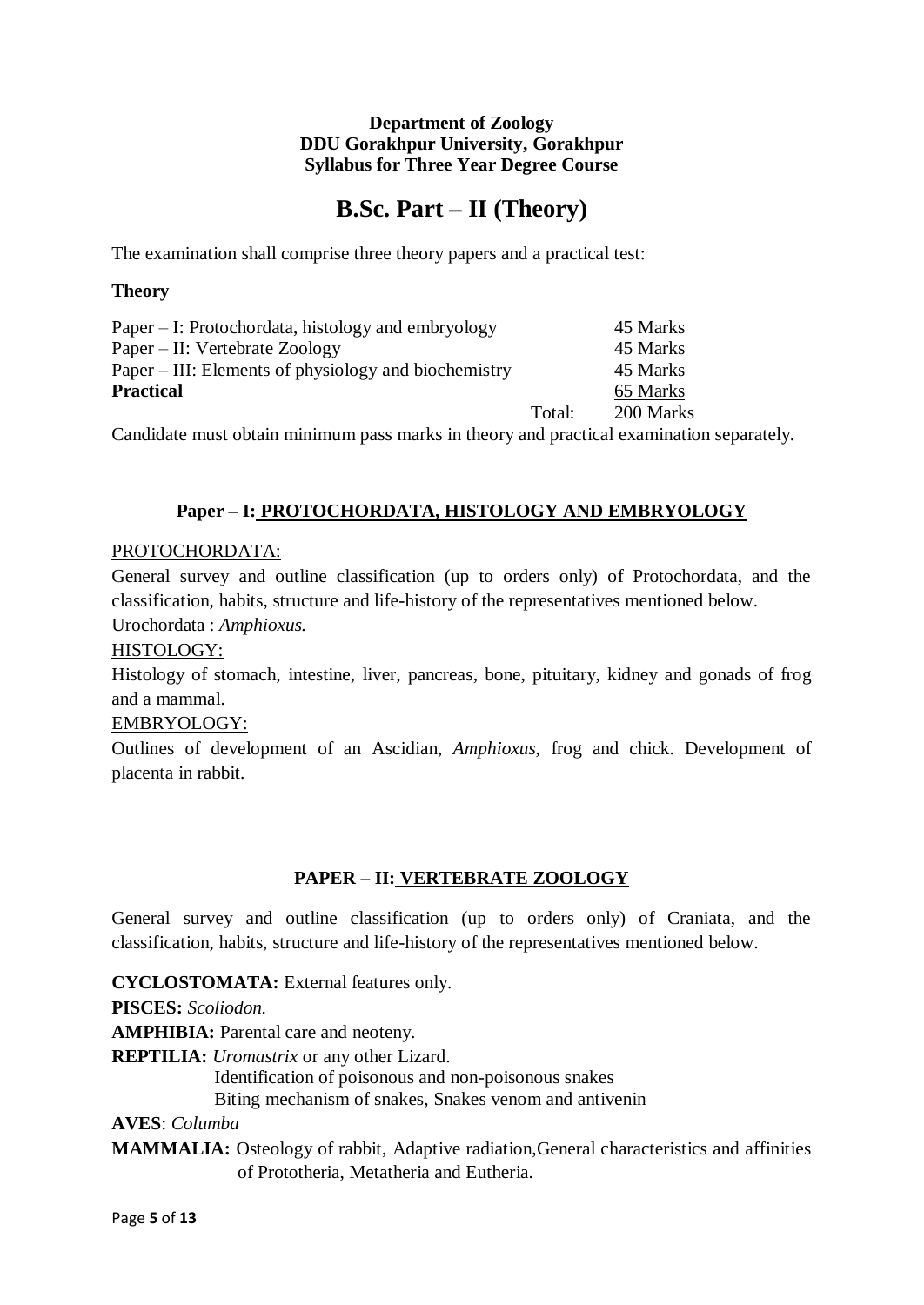**Department of Zoology**
**DDU Gorakhpur University, Gorakhpur**
**Syllabus for Three Year Degree Course**

# B.Sc. Part – II (Theory)

The examination shall comprise three theory papers and a practical test:

**Theory**

| | | |
|---|---|---|
| Paper – I: Protochordata, histology and embryology | | 45 Marks |
| Paper – II: Vertebrate Zoology | | 45 Marks |
| Paper – III: Elements of physiology and biochemistry | | 45 Marks |
| **Practical** | | 65 Marks |
| | Total: | 200 Marks |

Candidate must obtain minimum pass marks in theory and practical examination separately.

## Paper – I: PROTOCHORDATA, HISTOLOGY AND EMBRYOLOGY

PROTOCHORDATA:

General survey and outline classification (up to orders only) of Protochordata, and the classification, habits, structure and life-history of the representatives mentioned below.

Urochordata : *Amphioxus.*

HISTOLOGY:

Histology of stomach, intestine, liver, pancreas, bone, pituitary, kidney and gonads of frog and a mammal.

EMBRYOLOGY:

Outlines of development of an Ascidian, *Amphioxus*, frog and chick. Development of placenta in rabbit.

## PAPER – II: VERTEBRATE ZOOLOGY

General survey and outline classification (up to orders only) of Craniata, and the classification, habits, structure and life-history of the representatives mentioned below.

**CYCLOSTOMATA:** External features only.

**PISCES:** *Scoliodon.*

**AMPHIBIA:** Parental care and neoteny.

**REPTILIA:** *Uromastrix* or any other Lizard.
Identification of poisonous and non-poisonous snakes
Biting mechanism of snakes, Snakes venom and antivenin

**AVES**: *Columba*

**MAMMALIA:** Osteology of rabbit, Adaptive radiation,General characteristics and affinities of Prototheria, Metatheria and Eutheria.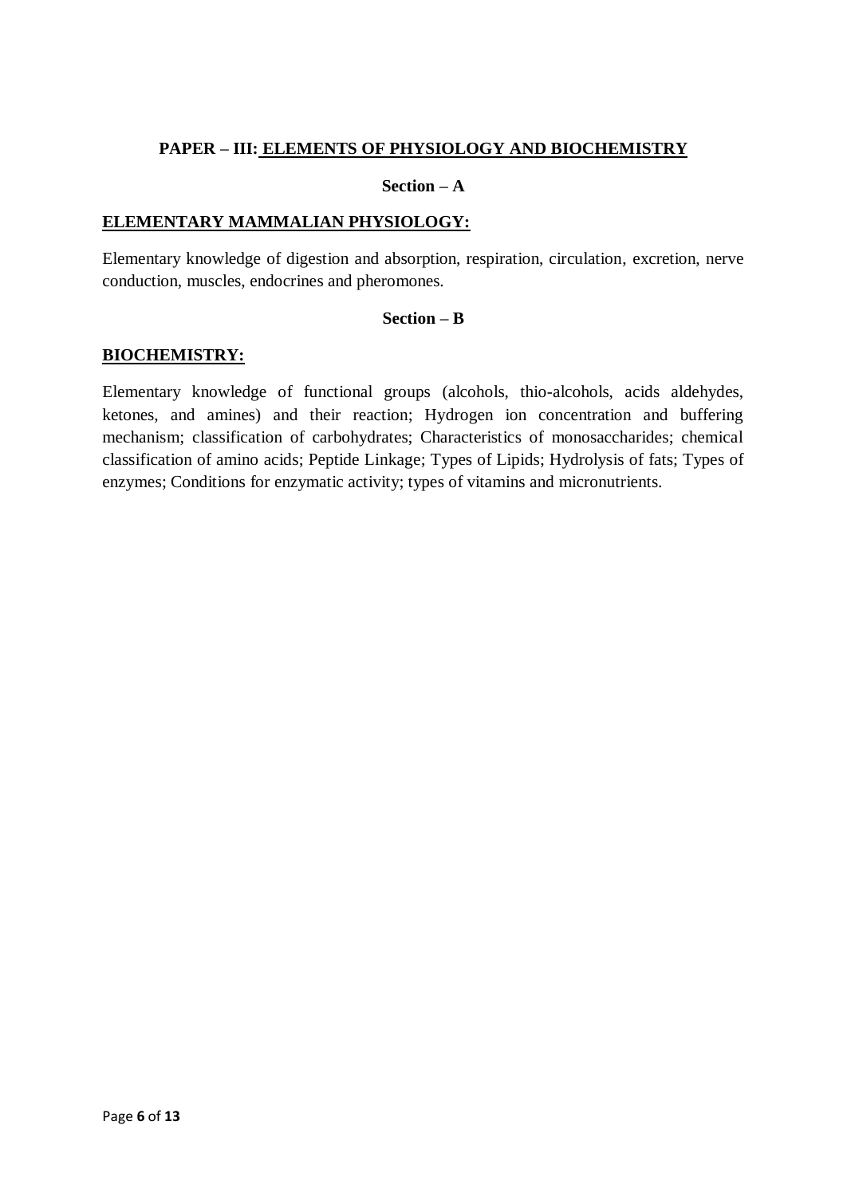## PAPER – III: ELEMENTS OF PHYSIOLOGY AND BIOCHEMISTRY

### Section – A

**ELEMENTARY MAMMALIAN PHYSIOLOGY:**

Elementary knowledge of digestion and absorption, respiration, circulation, excretion, nerve conduction, muscles, endocrines and pheromones.

### Section – B

**BIOCHEMISTRY:**

Elementary knowledge of functional groups (alcohols, thio-alcohols, acids aldehydes, ketones, and amines) and their reaction; Hydrogen ion concentration and buffering mechanism; classification of carbohydrates; Characteristics of monosaccharides; chemical classification of amino acids; Peptide Linkage; Types of Lipids; Hydrolysis of fats; Types of enzymes; Conditions for enzymatic activity; types of vitamins and micronutrients.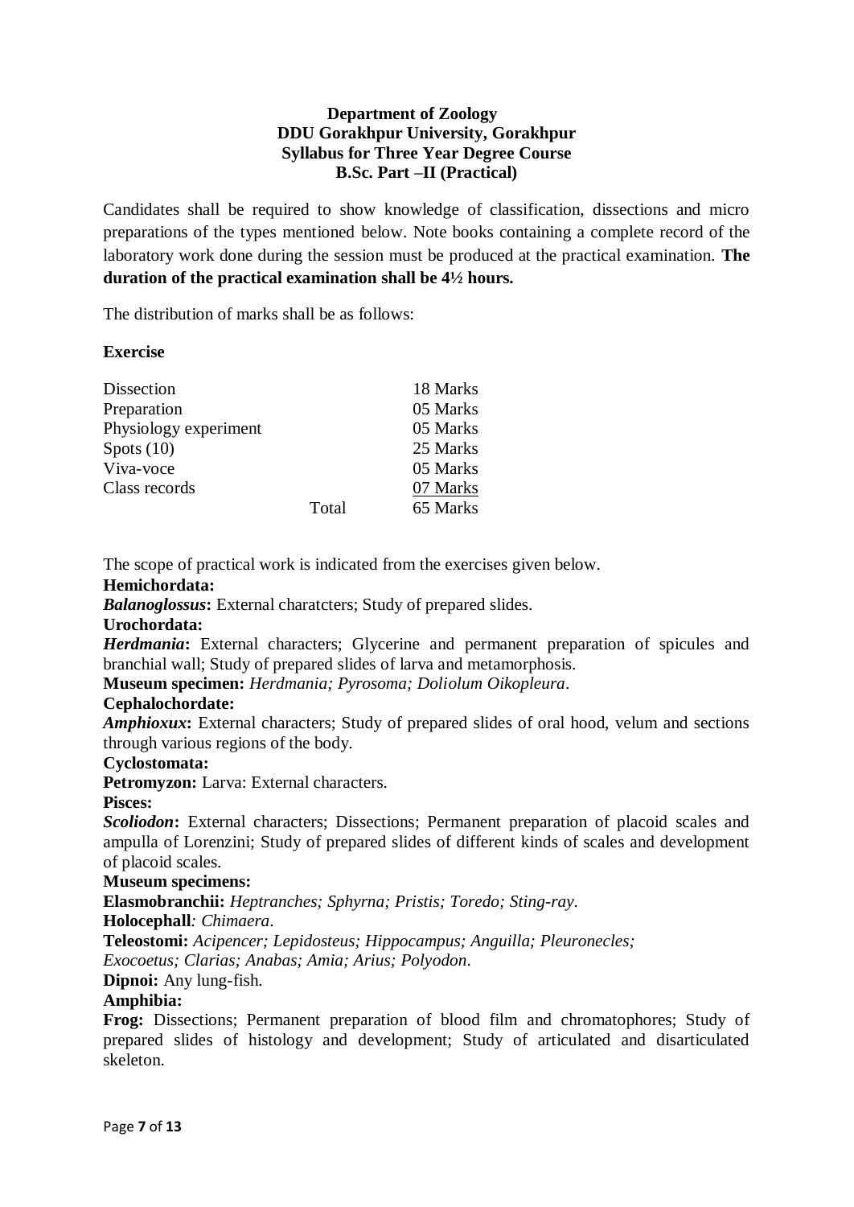**Department of Zoology**
**DDU Gorakhpur University, Gorakhpur**
**Syllabus for Three Year Degree Course**
**B.Sc. Part –II (Practical)**

Candidates shall be required to show knowledge of classification, dissections and micro preparations of the types mentioned below. Note books containing a complete record of the laboratory work done during the session must be produced at the practical examination. **The duration of the practical examination shall be 4½ hours.**

The distribution of marks shall be as follows:

**Exercise**

| | | |
|---|---|---|
| Dissection | | 18 Marks |
| Preparation | | 05 Marks |
| Physiology experiment | | 05 Marks |
| Spots (10) | | 25 Marks |
| Viva-voce | | 05 Marks |
| Class records | | 07 Marks |
| | Total | 65 Marks |

The scope of practical work is indicated from the exercises given below.

**Hemichordata:**

***Balanoglossus*:** External charatcters; Study of prepared slides.

**Urochordata:**

***Herdmania*:** External characters; Glycerine and permanent preparation of spicules and branchial wall; Study of prepared slides of larva and metamorphosis.

**Museum specimen:** *Herdmania; Pyrosoma; Doliolum Oikopleura*.

**Cephalochordate:**

***Amphioxux*:** External characters; Study of prepared slides of oral hood, velum and sections through various regions of the body.

**Cyclostomata:**

**Petromyzon:** Larva: External characters.

**Pisces:**

***Scoliodon*:** External characters; Dissections; Permanent preparation of placoid scales and ampulla of Lorenzini; Study of prepared slides of different kinds of scales and development of placoid scales.

**Museum specimens:**

**Elasmobranchii:** *Heptranches; Sphyrna; Pristis; Toredo; Sting-ray*.

**Holocephall***: Chimaera*.

**Teleostomi:** *Acipencer; Lepidosteus; Hippocampus; Anguilla; Pleuronecles; Exocoetus; Clarias; Anabas; Amia; Arius; Polyodon*.

**Dipnoi:** Any lung-fish.

**Amphibia:**

**Frog:** Dissections; Permanent preparation of blood film and chromatophores; Study of prepared slides of histology and development; Study of articulated and disarticulated skeleton.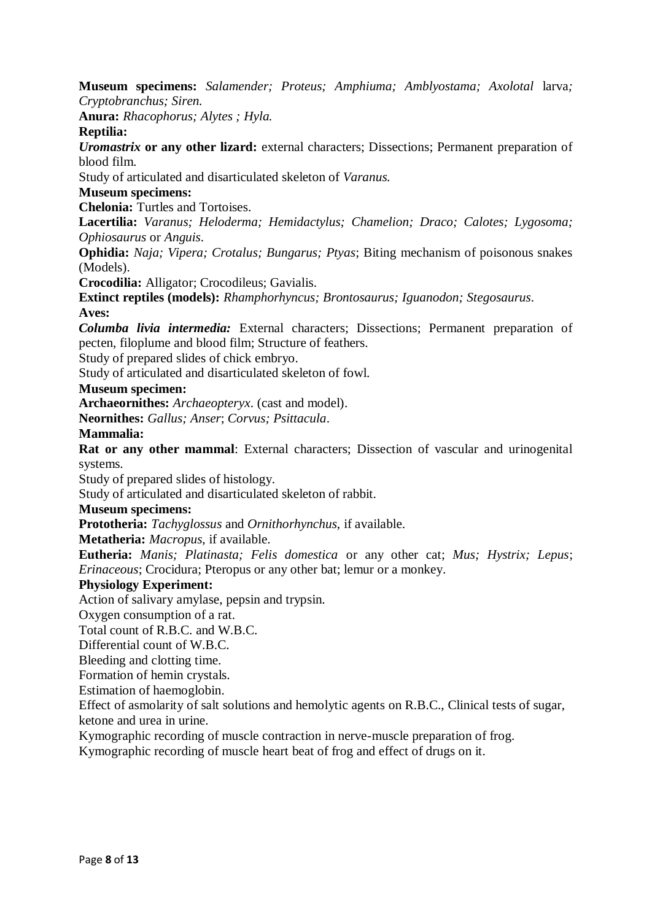**Museum specimens:** *Salamender; Proteus; Amphiuma; Amblyostama; Axolotal* larva*; Cryptobranchus; Siren.*

**Anura:** *Rhacophorus; Alytes ; Hyla.*

**Reptilia:**

***Uromastrix*** **or any other lizard:** external characters; Dissections; Permanent preparation of blood film.

Study of articulated and disarticulated skeleton of *Varanus.*

**Museum specimens:**

**Chelonia:** Turtles and Tortoises.

**Lacertilia:** *Varanus; Heloderma; Hemidactylus; Chamelion; Draco; Calotes; Lygosoma; Ophiosaurus* or *Anguis*.

**Ophidia:** *Naja; Vipera; Crotalus; Bungarus; Ptyas*; Biting mechanism of poisonous snakes (Models).

**Crocodilia:** Alligator; Crocodileus; Gavialis.

**Extinct reptiles (models):** *Rhamphorhyncus; Brontosaurus; Iguanodon; Stegosaurus*.

**Aves:**

***Columba livia intermedia:*** External characters; Dissections; Permanent preparation of pecten, filoplume and blood film; Structure of feathers.

Study of prepared slides of chick embryo.

Study of articulated and disarticulated skeleton of fowl.

**Museum specimen:**

**Archaeornithes:** *Archaeopteryx*. (cast and model).

**Neornithes:** *Gallus; Anser*; *Corvus; Psittacula*.

**Mammalia:**

**Rat or any other mammal**: External characters; Dissection of vascular and urinogenital systems.

Study of prepared slides of histology.

Study of articulated and disarticulated skeleton of rabbit.

**Museum specimens:**

**Prototheria:** *Tachyglossus* and *Ornithorhynchus*, if available.

**Metatheria:** *Macropus*, if available.

**Eutheria:** *Manis; Platinasta; Felis domestica* or any other cat; *Mus; Hystrix; Lepus*; *Erinaceous*; Crocidura; Pteropus or any other bat; lemur or a monkey.

**Physiology Experiment:**

Action of salivary amylase, pepsin and trypsin.

Oxygen consumption of a rat.

Total count of R.B.C. and W.B.C.

Differential count of W.B.C.

Bleeding and clotting time.

Formation of hemin crystals.

Estimation of haemoglobin.

Effect of asmolarity of salt solutions and hemolytic agents on R.B.C., Clinical tests of sugar, ketone and urea in urine.

Kymographic recording of muscle contraction in nerve-muscle preparation of frog.

Kymographic recording of muscle heart beat of frog and effect of drugs on it.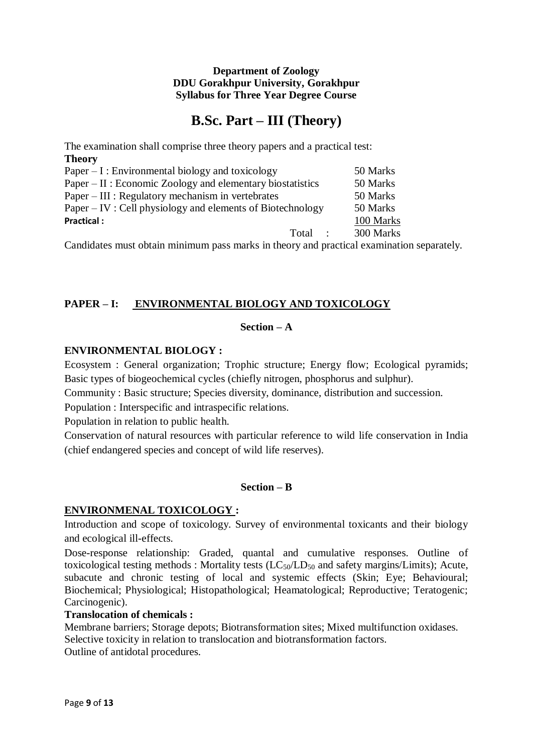**Department of Zoology**
**DDU Gorakhpur University, Gorakhpur**
**Syllabus for Three Year Degree Course**

# B.Sc. Part – III (Theory)

The examination shall comprise three theory papers and a practical test:

**Theory**

| | |
|---|---|
| Paper – I : Environmental biology and toxicology | 50 Marks |
| Paper – II : Economic Zoology and elementary biostatistics | 50 Marks |
| Paper – III : Regulatory mechanism in vertebrates | 50 Marks |
| Paper – IV : Cell physiology and elements of Biotechnology | 50 Marks |
| **Practical :** | 100 Marks |
| Total : | 300 Marks |

Candidates must obtain minimum pass marks in theory and practical examination separately.

## PAPER – I: ENVIRONMENTAL BIOLOGY AND TOXICOLOGY

### Section – A

**ENVIRONMENTAL BIOLOGY :**

Ecosystem : General organization; Trophic structure; Energy flow; Ecological pyramids; Basic types of biogeochemical cycles (chiefly nitrogen, phosphorus and sulphur).

Community : Basic structure; Species diversity, dominance, distribution and succession.

Population : Interspecific and intraspecific relations.

Population in relation to public health.

Conservation of natural resources with particular reference to wild life conservation in India (chief endangered species and concept of wild life reserves).

### Section – B

**ENVIRONMENAL TOXICOLOGY :**

Introduction and scope of toxicology. Survey of environmental toxicants and their biology and ecological ill-effects.

Dose-response relationship: Graded, quantal and cumulative responses. Outline of toxicological testing methods : Mortality tests ($LC_{50}$/$LD_{50}$ and safety margins/Limits); Acute, subacute and chronic testing of local and systemic effects (Skin; Eye; Behavioural; Biochemical; Physiological; Histopathological; Heamatological; Reproductive; Teratogenic; Carcinogenic).

**Translocation of chemicals :**

Membrane barriers; Storage depots; Biotransformation sites; Mixed multifunction oxidases.
Selective toxicity in relation to translocation and biotransformation factors.
Outline of antidotal procedures.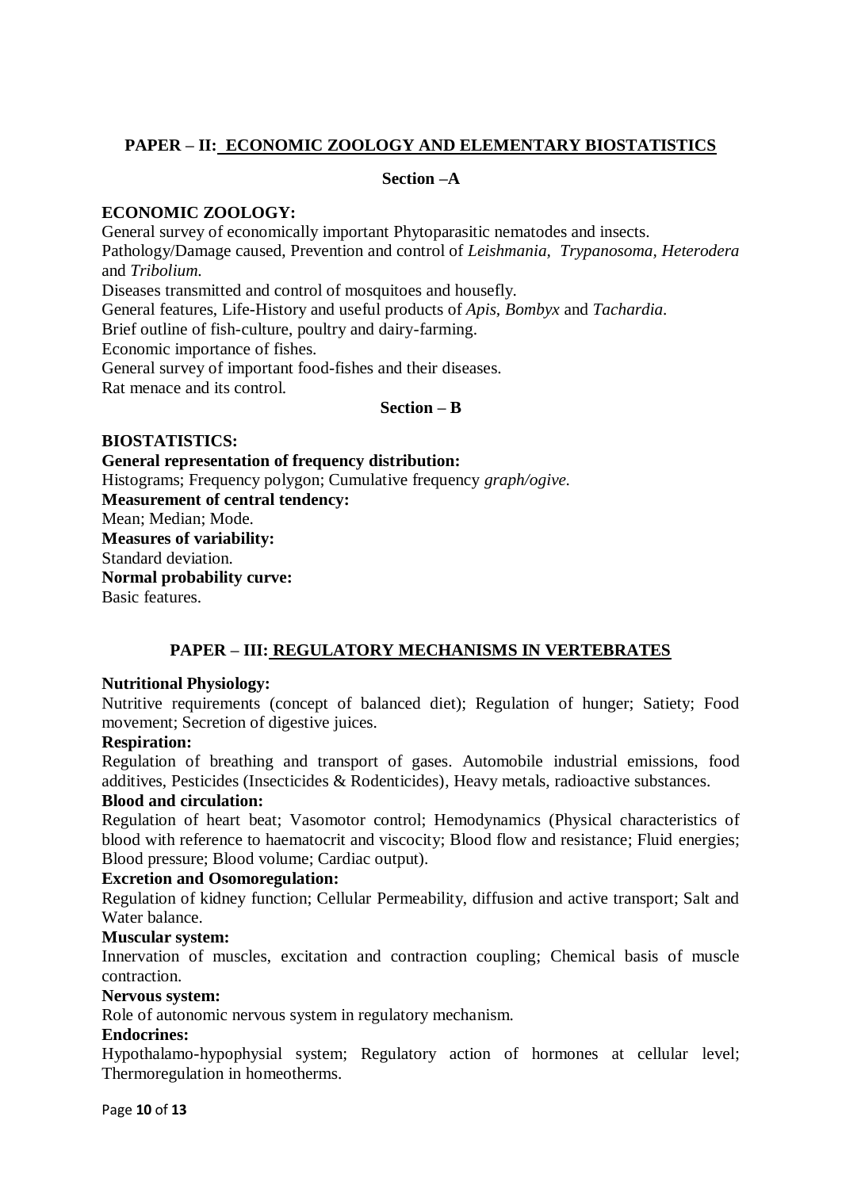## PAPER – II: ECONOMIC ZOOLOGY AND ELEMENTARY BIOSTATISTICS

**Section –A**

**ECONOMIC ZOOLOGY:**

General survey of economically important Phytoparasitic nematodes and insects.
Pathology/Damage caused, Prevention and control of *Leishmania*, *Trypanosoma*, *Heterodera* and *Tribolium*.
Diseases transmitted and control of mosquitoes and housefly.
General features, Life-History and useful products of *Apis*, *Bombyx* and *Tachardia*.
Brief outline of fish-culture, poultry and dairy-farming.
Economic importance of fishes.
General survey of important food-fishes and their diseases.
Rat menace and its control.

**Section – B**

**BIOSTATISTICS:**

**General representation of frequency distribution:**
Histograms; Frequency polygon; Cumulative frequency *graph/ogive.*
**Measurement of central tendency:**
Mean; Median; Mode.
**Measures of variability:**
Standard deviation.
**Normal probability curve:**
Basic features.

## PAPER – III: REGULATORY MECHANISMS IN VERTEBRATES

**Nutritional Physiology:**
Nutritive requirements (concept of balanced diet); Regulation of hunger; Satiety; Food movement; Secretion of digestive juices.

**Respiration:**
Regulation of breathing and transport of gases. Automobile industrial emissions, food additives, Pesticides (Insecticides & Rodenticides), Heavy metals, radioactive substances.

**Blood and circulation:**
Regulation of heart beat; Vasomotor control; Hemodynamics (Physical characteristics of blood with reference to haematocrit and viscocity; Blood flow and resistance; Fluid energies; Blood pressure; Blood volume; Cardiac output).

**Excretion and Osomoregulation:**
Regulation of kidney function; Cellular Permeability, diffusion and active transport; Salt and Water balance.

**Muscular system:**
Innervation of muscles, excitation and contraction coupling; Chemical basis of muscle contraction.

**Nervous system:**
Role of autonomic nervous system in regulatory mechanism.

**Endocrines:**
Hypothalamo-hypophysial system; Regulatory action of hormones at cellular level; Thermoregulation in homeotherms.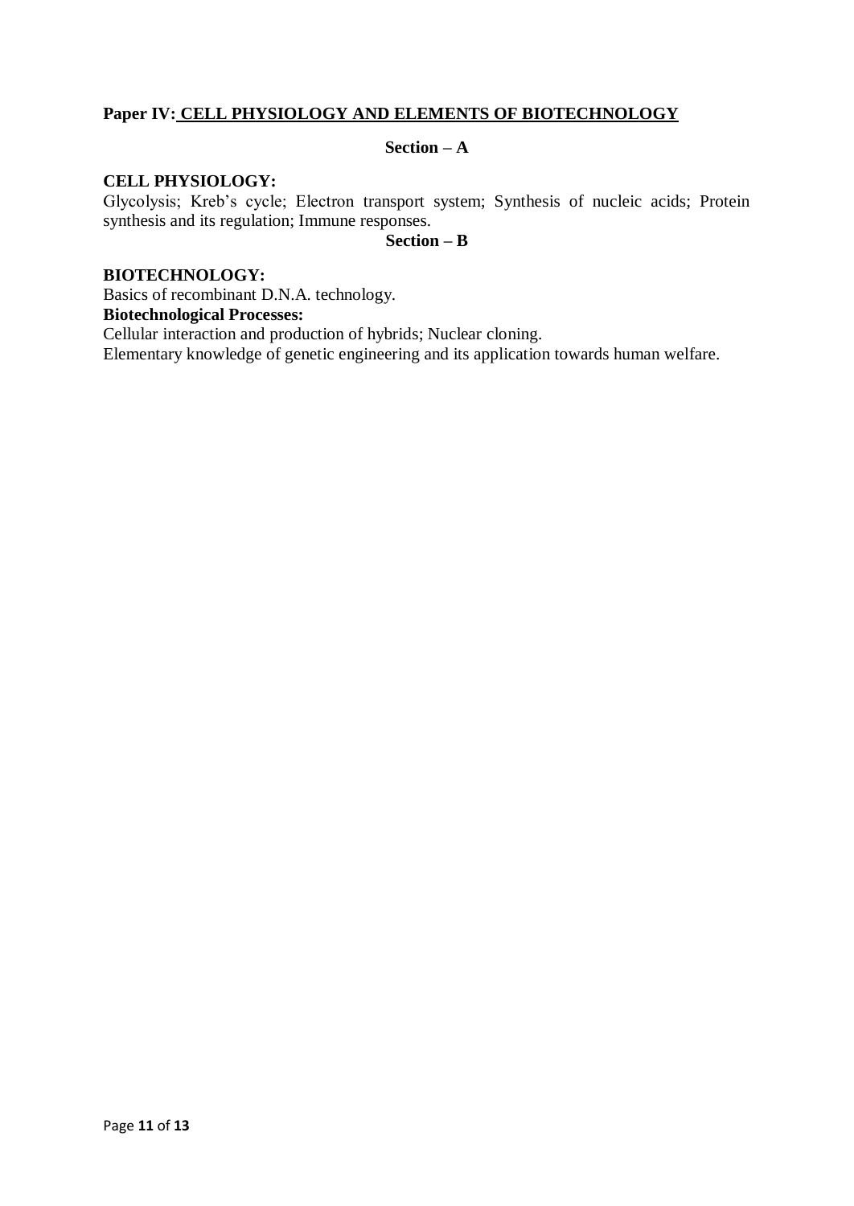## Paper IV: CELL PHYSIOLOGY AND ELEMENTS OF BIOTECHNOLOGY

### Section – A

**CELL PHYSIOLOGY:**

Glycolysis; Kreb's cycle; Electron transport system; Synthesis of nucleic acids; Protein synthesis and its regulation; Immune responses.

### Section – B

**BIOTECHNOLOGY:**

Basics of recombinant D.N.A. technology.

**Biotechnological Processes:**

Cellular interaction and production of hybrids; Nuclear cloning.

Elementary knowledge of genetic engineering and its application towards human welfare.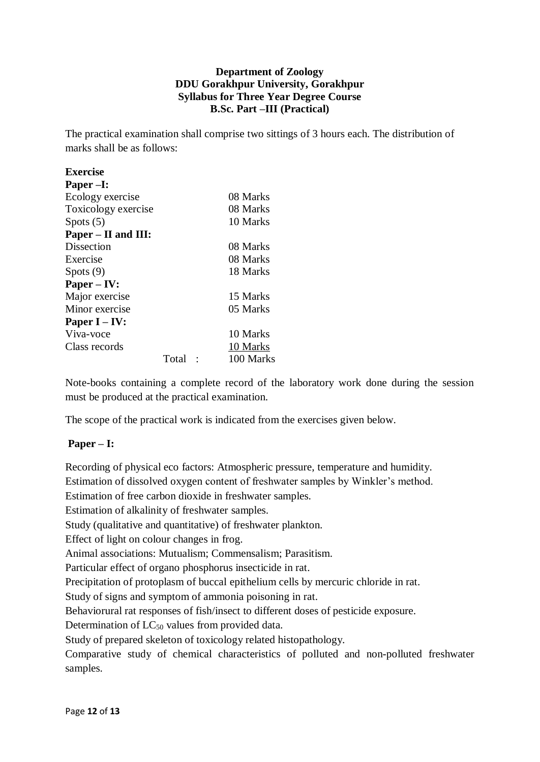**Department of Zoology**
**DDU Gorakhpur University, Gorakhpur**
**Syllabus for Three Year Degree Course**
**B.Sc. Part –III (Practical)**

The practical examination shall comprise two sittings of 3 hours each. The distribution of marks shall be as follows:

| **Exercise** | |
|---|---|
| **Paper –I:** | |
| Ecology exercise | 08 Marks |
| Toxicology exercise | 08 Marks |
| Spots (5) | 10 Marks |
| **Paper – II and III:** | |
| Dissection | 08 Marks |
| Exercise | 08 Marks |
| Spots (9) | 18 Marks |
| **Paper – IV:** | |
| Major exercise | 15 Marks |
| Minor exercise | 05 Marks |
| **Paper I – IV:** | |
| Viva-voce | 10 Marks |
| Class records | 10 Marks |
| Total : | 100 Marks |

Note-books containing a complete record of the laboratory work done during the session must be produced at the practical examination.

The scope of the practical work is indicated from the exercises given below.

**Paper – I:**

Recording of physical eco factors: Atmospheric pressure, temperature and humidity.
Estimation of dissolved oxygen content of freshwater samples by Winkler's method.
Estimation of free carbon dioxide in freshwater samples.
Estimation of alkalinity of freshwater samples.
Study (qualitative and quantitative) of freshwater plankton.
Effect of light on colour changes in frog.
Animal associations: Mutualism; Commensalism; Parasitism.
Particular effect of organo phosphorus insecticide in rat.
Precipitation of protoplasm of buccal epithelium cells by mercuric chloride in rat.
Study of signs and symptom of ammonia poisoning in rat.
Behaviorural rat responses of fish/insect to different doses of pesticide exposure.
Determination of $LC_{50}$ values from provided data.
Study of prepared skeleton of toxicology related histopathology.
Comparative study of chemical characteristics of polluted and non-polluted freshwater samples.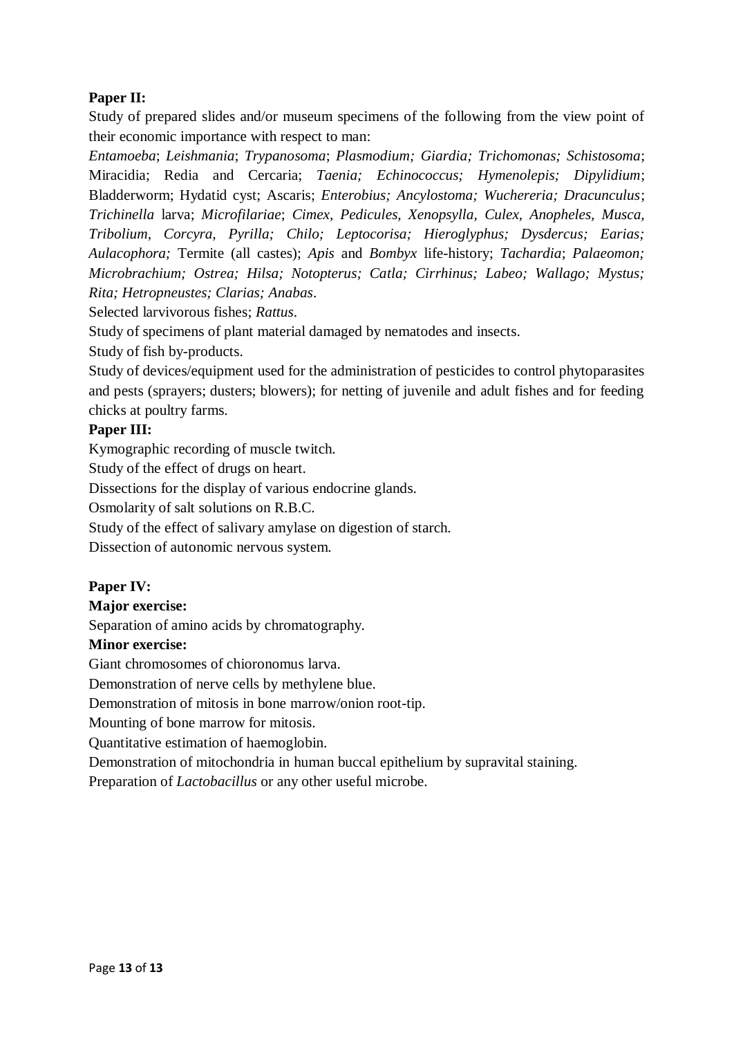**Paper II:**

Study of prepared slides and/or museum specimens of the following from the view point of their economic importance with respect to man:

*Entamoeba*; *Leishmania*; *Trypanosoma*; *Plasmodium; Giardia; Trichomonas; Schistosoma*; Miracidia; Redia and Cercaria; *Taenia; Echinococcus; Hymenolepis; Dipylidium*; Bladderworm; Hydatid cyst; Ascaris; *Enterobius; Ancylostoma; Wuchereria; Dracunculus*; *Trichinella* larva; *Microfilariae*; *Cimex, Pedicules, Xenopsylla, Culex, Anopheles, Musca, Tribolium, Corcyra, Pyrilla; Chilo; Leptocorisa; Hieroglyphus; Dysdercus; Earias; Aulacophora;* Termite (all castes); *Apis* and *Bombyx* life-history; *Tachardia*; *Palaeomon; Microbrachium; Ostrea; Hilsa; Notopterus; Catla; Cirrhinus; Labeo; Wallago; Mystus; Rita; Hetropneustes; Clarias; Anabas*.

Selected larvivorous fishes; *Rattus*.

Study of specimens of plant material damaged by nematodes and insects.

Study of fish by-products.

Study of devices/equipment used for the administration of pesticides to control phytoparasites and pests (sprayers; dusters; blowers); for netting of juvenile and adult fishes and for feeding chicks at poultry farms.

**Paper III:**

Kymographic recording of muscle twitch.

Study of the effect of drugs on heart.

Dissections for the display of various endocrine glands.

Osmolarity of salt solutions on R.B.C.

Study of the effect of salivary amylase on digestion of starch.

Dissection of autonomic nervous system.

**Paper IV:**

**Major exercise:**

Separation of amino acids by chromatography.

**Minor exercise:**

Giant chromosomes of chioronomus larva.

Demonstration of nerve cells by methylene blue.

Demonstration of mitosis in bone marrow/onion root-tip.

Mounting of bone marrow for mitosis.

Quantitative estimation of haemoglobin.

Demonstration of mitochondria in human buccal epithelium by supravital staining.

Preparation of *Lactobacillus* or any other useful microbe.